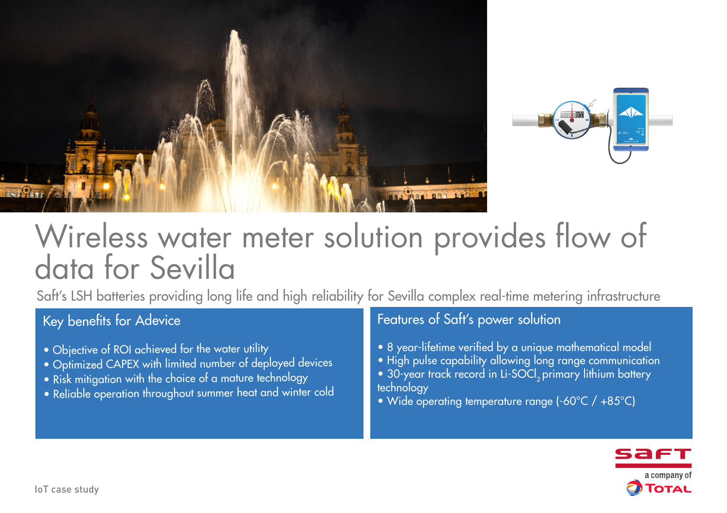# Wireless water meter solution provides flow of data for Sevilla

Saft's LSH batteries providing long life and high reliability for Sevilla complex real-time metering infrastructure

## Key benefits for Adevice

- Objective of ROI achieved for the water utility
- Optimized CAPEX with limited number of deployed devices
- Risk mitigation with the choice of a mature technology
- Reliable operation throughout summer heat and winter cold

## Features of Saft's power solution

- 8 year-lifetime verified by a unique mathematical model
- High pulse capability allowing long range communication
- 30-year track record in Li-$SOCl_2$ primary lithium battery technology
- Wide operating temperature range (-60°C / +85°C)

IoT case study

saft a company of TOTAL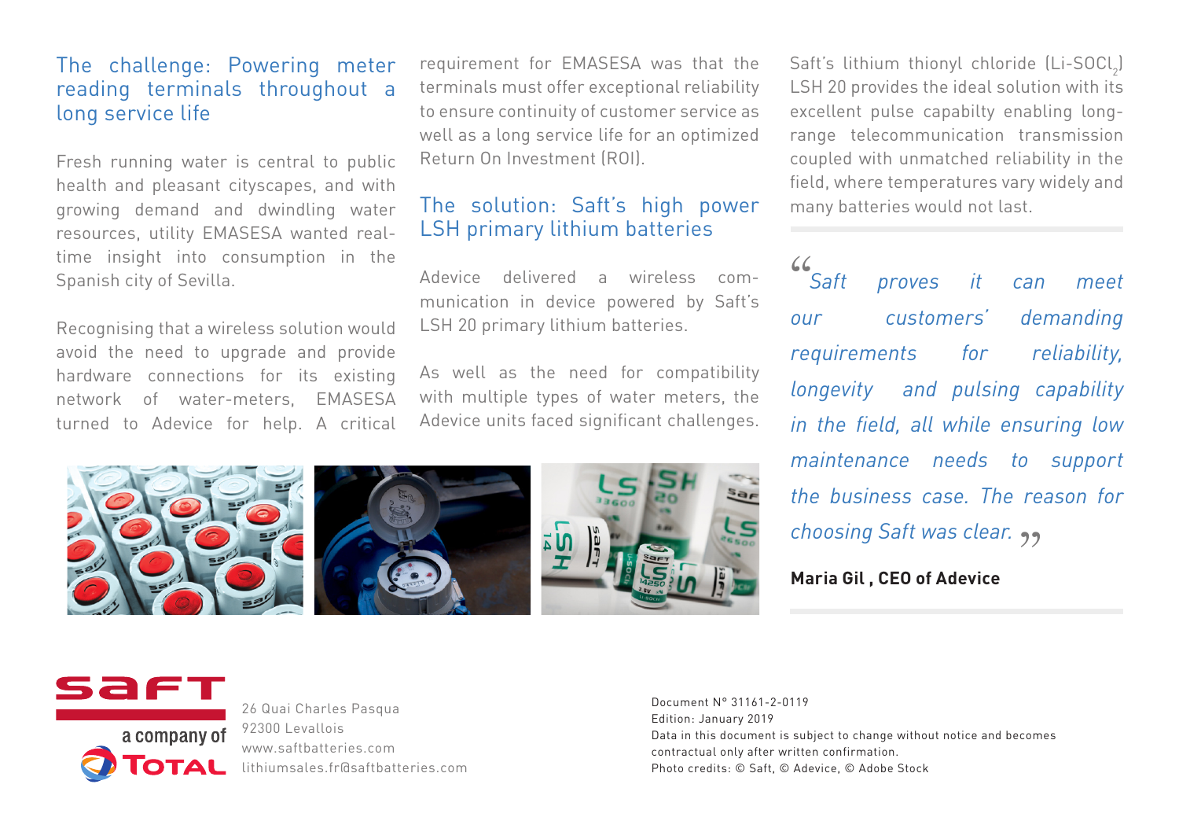## The challenge: Powering meter reading terminals throughout a long service life

Fresh running water is central to public health and pleasant cityscapes, and with growing demand and dwindling water resources, utility EMASESA wanted real-time insight into consumption in the Spanish city of Sevilla.

Recognising that a wireless solution would avoid the need to upgrade and provide hardware connections for its existing network of water-meters, EMASESA turned to Adevice for help. A critical requirement for EMASESA was that the terminals must offer exceptional reliability to ensure continuity of customer service as well as a long service life for an optimized Return On Investment (ROI).

## The solution: Saft's high power LSH primary lithium batteries

Adevice delivered a wireless communication in device powered by Saft's LSH 20 primary lithium batteries.

As well as the need for compatibility with multiple types of water meters, the Adevice units faced significant challenges.

Saft's lithium thionyl chloride (Li-$SOCl_2$) LSH 20 provides the ideal solution with its excellent pulse capabilty enabling long-range telecommunication transmission coupled with unmatched reliability in the field, where temperatures vary widely and many batteries would not last.

> *"Saft proves it can meet our customers' demanding requirements for reliability, longevity and pulsing capability in the field, all while ensuring low maintenance needs to support the business case. The reason for choosing Saft was clear."*

**Maria Gil , CEO of Adevice**

saft
a company of TOTAL

26 Quai Charles Pasqua
92300 Levallois
www.saftbatteries.com
lithiumsales.fr@saftbatteries.com

Document N° 31161-2-0119
Edition: January 2019
Data in this document is subject to change without notice and becomes contractual only after written confirmation.
Photo credits: © Saft, © Adevice, © Adobe Stock